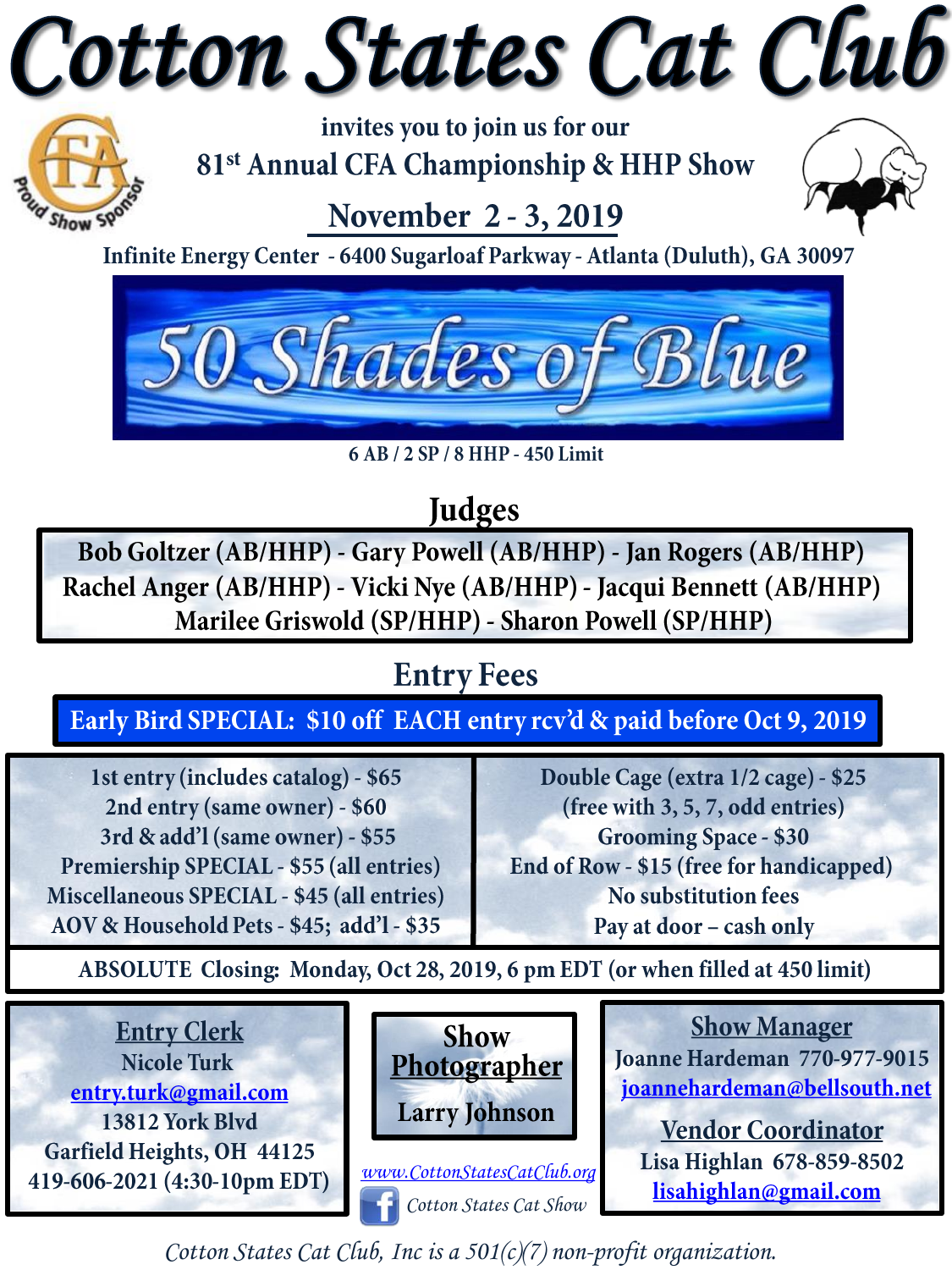# Cotton States Cat Club

Proud Show Sponsor CFA

invites you to join us for our

## 81st Annual CFA Championship & HHP Show

## November 2 - 3, 2019

**Infinite Energy Center - 6400 Sugarloaf Parkway - Atlanta (Duluth), GA 30097**

# 50 Shades of Blue

6 AB / 2 SP / 8 HHP - 450 Limit

## Judges

Bob Goltzer (AB/HHP) - Gary Powell (AB/HHP) - Jan Rogers (AB/HHP)
Rachel Anger (AB/HHP) - Vicki Nye (AB/HHP) - Jacqui Bennett (AB/HHP)
Marilee Griswold (SP/HHP) - Sharon Powell (SP/HHP)

## Entry Fees

**Early Bird SPECIAL: $10 off EACH entry rcv'd & paid before Oct 9, 2019**

1st entry (includes catalog) - $65
2nd entry (same owner) - $60
3rd & add'l (same owner) - $55
Premiership SPECIAL - $55 (all entries)
Miscellaneous SPECIAL - $45 (all entries)
AOV & Household Pets - $45; add'l - $35

Double Cage (extra 1/2 cage) - $25
(free with 3, 5, 7, odd entries)
Grooming Space - $30
End of Row - $15 (free for handicapped)
No substitution fees
Pay at door – cash only

**ABSOLUTE Closing: Monday, Oct 28, 2019, 6 pm EDT (or when filled at 450 limit)**

### Entry Clerk

Nicole Turk
entry.turk@gmail.com
13812 York Blvd
Garfield Heights, OH 44125
419-606-2021 (4:30-10pm EDT)

### Show Photographer

Larry Johnson

*www.CottonStatesCatClub.org*

*Cotton States Cat Show*

### Show Manager

Joanne Hardeman 770-977-9015
joannehardeman@bellsouth.net

### Vendor Coordinator

Lisa Highlan 678-859-8502
lisahighlan@gmail.com

*Cotton States Cat Club, Inc is a 501(c)(7) non-profit organization.*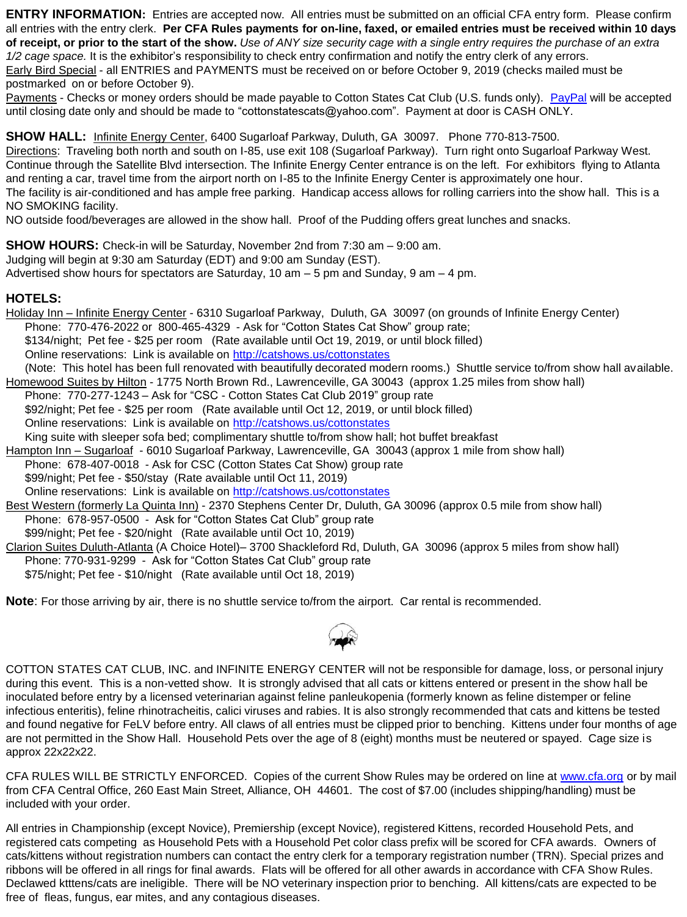**ENTRY INFORMATION:** Entries are accepted now. All entries must be submitted on an official CFA entry form. Please confirm all entries with the entry clerk. **Per CFA Rules payments for on-line, faxed, or emailed entries must be received within 10 days of receipt, or prior to the start of the show.** *Use of ANY size security cage with a single entry requires the purchase of an extra 1/2 cage space.* It is the exhibitor's responsibility to check entry confirmation and notify the entry clerk of any errors.

Early Bird Special - all ENTRIES and PAYMENTS must be received on or before October 9, 2019 (checks mailed must be postmarked on or before October 9).

Payments - Checks or money orders should be made payable to Cotton States Cat Club (U.S. funds only). PayPal will be accepted until closing date only and should be made to "cottonstatescats@yahoo.com". Payment at door is CASH ONLY.

**SHOW HALL:** Infinite Energy Center, 6400 Sugarloaf Parkway, Duluth, GA 30097. Phone 770-813-7500.

Directions: Traveling both north and south on I-85, use exit 108 (Sugarloaf Parkway). Turn right onto Sugarloaf Parkway West. Continue through the Satellite Blvd intersection. The Infinite Energy Center entrance is on the left. For exhibitors flying to Atlanta and renting a car, travel time from the airport north on I-85 to the Infinite Energy Center is approximately one hour.

The facility is air-conditioned and has ample free parking. Handicap access allows for rolling carriers into the show hall. This is a NO SMOKING facility.

NO outside food/beverages are allowed in the show hall. Proof of the Pudding offers great lunches and snacks.

**SHOW HOURS:** Check-in will be Saturday, November 2nd from 7:30 am – 9:00 am.
Judging will begin at 9:30 am Saturday (EDT) and 9:00 am Sunday (EST).
Advertised show hours for spectators are Saturday, 10 am – 5 pm and Sunday, 9 am – 4 pm.

**HOTELS:**

Holiday Inn – Infinite Energy Center - 6310 Sugarloaf Parkway, Duluth, GA 30097 (on grounds of Infinite Energy Center)
Phone: 770-476-2022 or 800-465-4329 - Ask for "Cotton States Cat Show" group rate;
$134/night; Pet fee - $25 per room (Rate available until Oct 19, 2019, or until block filled)
Online reservations: Link is available on http://catshows.us/cottonstates
(Note: This hotel has been full renovated with beautifully decorated modern rooms.) Shuttle service to/from show hall available.

Homewood Suites by Hilton - 1775 North Brown Rd., Lawrenceville, GA 30043 (approx 1.25 miles from show hall)
Phone: 770-277-1243 – Ask for "CSC - Cotton States Cat Club 2019" group rate
$92/night; Pet fee - $25 per room (Rate available until Oct 12, 2019, or until block filled)
Online reservations: Link is available on http://catshows.us/cottonstates
King suite with sleeper sofa bed; complimentary shuttle to/from show hall; hot buffet breakfast

Hampton Inn – Sugarloaf - 6010 Sugarloaf Parkway, Lawrenceville, GA 30043 (approx 1 mile from show hall)
Phone: 678-407-0018 - Ask for CSC (Cotton States Cat Show) group rate
$99/night; Pet fee - $50/stay (Rate available until Oct 11, 2019)
Online reservations: Link is available on http://catshows.us/cottonstates

Best Western (formerly La Quinta Inn) - 2370 Stephens Center Dr, Duluth, GA 30096 (approx 0.5 mile from show hall)
Phone: 678-957-0500 - Ask for "Cotton States Cat Club" group rate
$99/night; Pet fee - $20/night (Rate available until Oct 10, 2019)

Clarion Suites Duluth-Atlanta (A Choice Hotel)– 3700 Shackleford Rd, Duluth, GA 30096 (approx 5 miles from show hall)
Phone: 770-931-9299 - Ask for "Cotton States Cat Club" group rate
$75/night; Pet fee - $10/night (Rate available until Oct 18, 2019)

**Note**: For those arriving by air, there is no shuttle service to/from the airport. Car rental is recommended.

COTTON STATES CAT CLUB, INC. and INFINITE ENERGY CENTER will not be responsible for damage, loss, or personal injury during this event. This is a non-vetted show. It is strongly advised that all cats or kittens entered or present in the show hall be inoculated before entry by a licensed veterinarian against feline panleukopenia (formerly known as feline distemper or feline infectious enteritis), feline rhinotracheitis, calici viruses and rabies. It is also strongly recommended that cats and kittens be tested and found negative for FeLV before entry. All claws of all entries must be clipped prior to benching. Kittens under four months of age are not permitted in the Show Hall. Household Pets over the age of 8 (eight) months must be neutered or spayed. Cage size is approx 22x22x22.

CFA RULES WILL BE STRICTLY ENFORCED. Copies of the current Show Rules may be ordered on line at www.cfa.org or by mail from CFA Central Office, 260 East Main Street, Alliance, OH 44601. The cost of $7.00 (includes shipping/handling) must be included with your order.

All entries in Championship (except Novice), Premiership (except Novice), registered Kittens, recorded Household Pets, and registered cats competing as Household Pets with a Household Pet color class prefix will be scored for CFA awards. Owners of cats/kittens without registration numbers can contact the entry clerk for a temporary registration number (TRN). Special prizes and ribbons will be offered in all rings for final awards. Flats will be offered for all other awards in accordance with CFA Show Rules. Declawed ktttens/cats are ineligible. There will be NO veterinary inspection prior to benching. All kittens/cats are expected to be free of fleas, fungus, ear mites, and any contagious diseases.